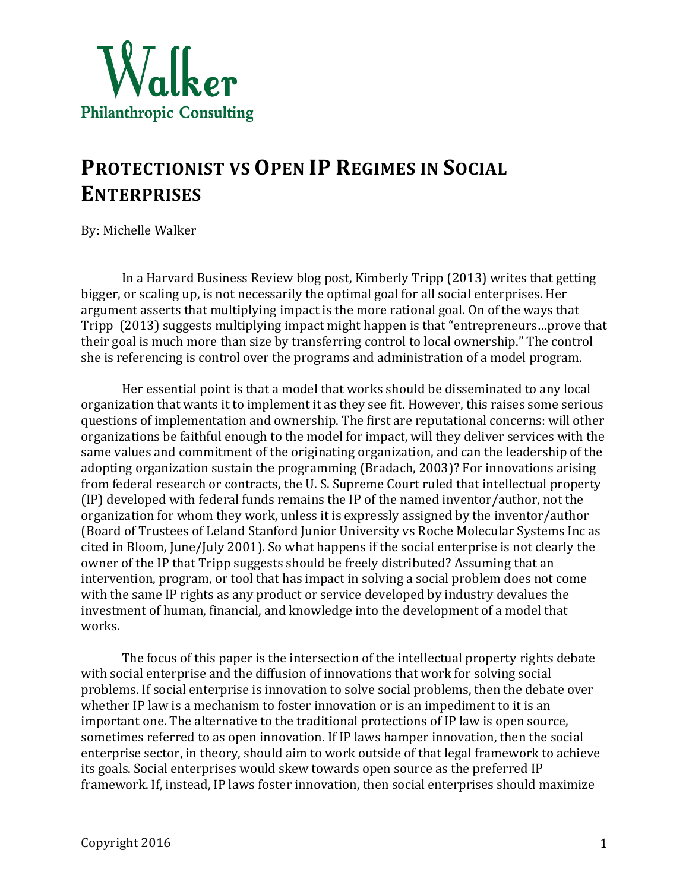Walker
Philanthropic Consulting

# PROTECTIONIST VS OPEN IP REGIMES IN SOCIAL ENTERPRISES

By: Michelle Walker

In a Harvard Business Review blog post, Kimberly Tripp (2013) writes that getting bigger, or scaling up, is not necessarily the optimal goal for all social enterprises. Her argument asserts that multiplying impact is the more rational goal. On of the ways that Tripp (2013) suggests multiplying impact might happen is that "entrepreneurs…prove that their goal is much more than size by transferring control to local ownership." The control she is referencing is control over the programs and administration of a model program.

Her essential point is that a model that works should be disseminated to any local organization that wants it to implement it as they see fit. However, this raises some serious questions of implementation and ownership. The first are reputational concerns: will other organizations be faithful enough to the model for impact, will they deliver services with the same values and commitment of the originating organization, and can the leadership of the adopting organization sustain the programming (Bradach, 2003)? For innovations arising from federal research or contracts, the U. S. Supreme Court ruled that intellectual property (IP) developed with federal funds remains the IP of the named inventor/author, not the organization for whom they work, unless it is expressly assigned by the inventor/author (Board of Trustees of Leland Stanford Junior University vs Roche Molecular Systems Inc as cited in Bloom, June/July 2001). So what happens if the social enterprise is not clearly the owner of the IP that Tripp suggests should be freely distributed? Assuming that an intervention, program, or tool that has impact in solving a social problem does not come with the same IP rights as any product or service developed by industry devalues the investment of human, financial, and knowledge into the development of a model that works.

The focus of this paper is the intersection of the intellectual property rights debate with social enterprise and the diffusion of innovations that work for solving social problems. If social enterprise is innovation to solve social problems, then the debate over whether IP law is a mechanism to foster innovation or is an impediment to it is an important one. The alternative to the traditional protections of IP law is open source, sometimes referred to as open innovation. If IP laws hamper innovation, then the social enterprise sector, in theory, should aim to work outside of that legal framework to achieve its goals. Social enterprises would skew towards open source as the preferred IP framework. If, instead, IP laws foster innovation, then social enterprises should maximize

Copyright 2016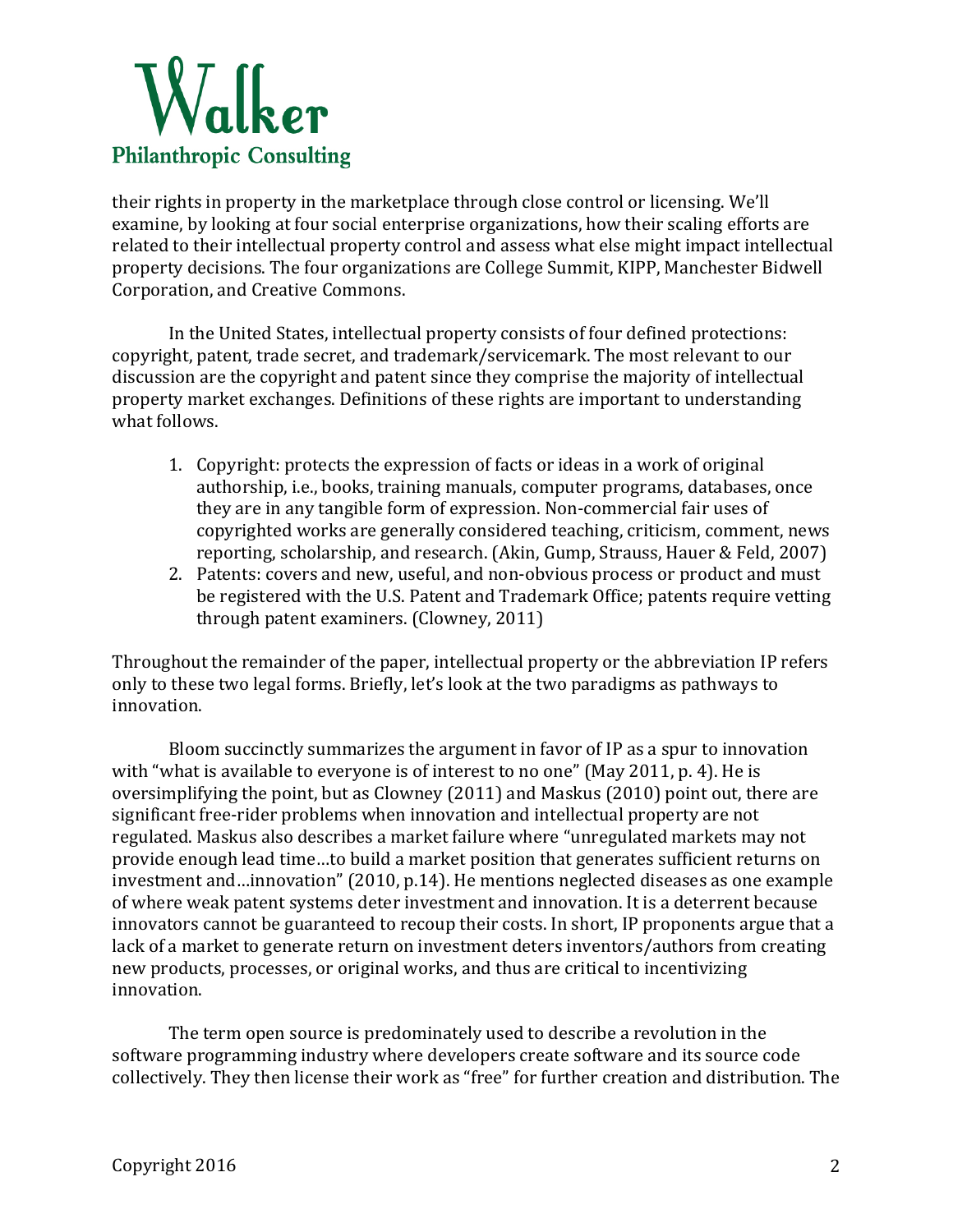their rights in property in the marketplace through close control or licensing. We'll examine, by looking at four social enterprise organizations, how their scaling efforts are related to their intellectual property control and assess what else might impact intellectual property decisions. The four organizations are College Summit, KIPP, Manchester Bidwell Corporation, and Creative Commons.

In the United States, intellectual property consists of four defined protections: copyright, patent, trade secret, and trademark/servicemark. The most relevant to our discussion are the copyright and patent since they comprise the majority of intellectual property market exchanges. Definitions of these rights are important to understanding what follows.

1. Copyright: protects the expression of facts or ideas in a work of original authorship, i.e., books, training manuals, computer programs, databases, once they are in any tangible form of expression. Non-commercial fair uses of copyrighted works are generally considered teaching, criticism, comment, news reporting, scholarship, and research. (Akin, Gump, Strauss, Hauer & Feld, 2007)
2. Patents: covers and new, useful, and non-obvious process or product and must be registered with the U.S. Patent and Trademark Office; patents require vetting through patent examiners. (Clowney, 2011)

Throughout the remainder of the paper, intellectual property or the abbreviation IP refers only to these two legal forms. Briefly, let's look at the two paradigms as pathways to innovation.

Bloom succinctly summarizes the argument in favor of IP as a spur to innovation with "what is available to everyone is of interest to no one" (May 2011, p. 4). He is oversimplifying the point, but as Clowney (2011) and Maskus (2010) point out, there are significant free-rider problems when innovation and intellectual property are not regulated. Maskus also describes a market failure where "unregulated markets may not provide enough lead time…to build a market position that generates sufficient returns on investment and…innovation" (2010, p.14). He mentions neglected diseases as one example of where weak patent systems deter investment and innovation. It is a deterrent because innovators cannot be guaranteed to recoup their costs. In short, IP proponents argue that a lack of a market to generate return on investment deters inventors/authors from creating new products, processes, or original works, and thus are critical to incentivizing innovation.

The term open source is predominately used to describe a revolution in the software programming industry where developers create software and its source code collectively. They then license their work as "free" for further creation and distribution. The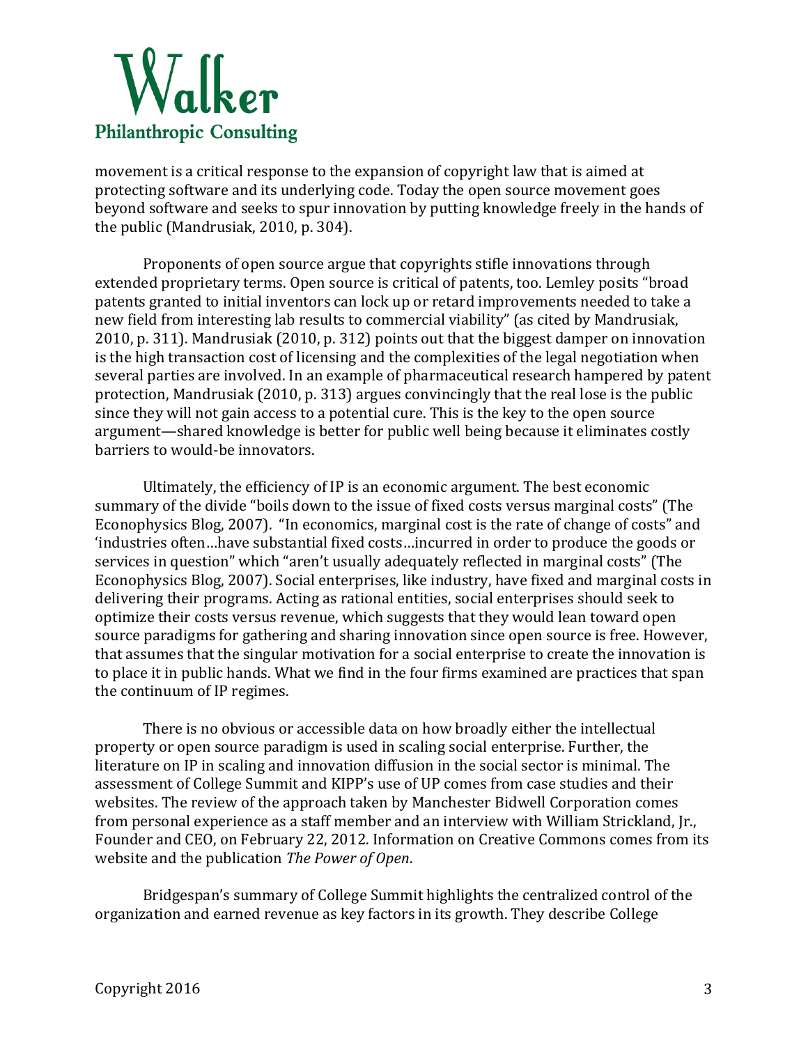movement is a critical response to the expansion of copyright law that is aimed at protecting software and its underlying code. Today the open source movement goes beyond software and seeks to spur innovation by putting knowledge freely in the hands of the public (Mandrusiak, 2010, p. 304).

Proponents of open source argue that copyrights stifle innovations through extended proprietary terms. Open source is critical of patents, too. Lemley posits "broad patents granted to initial inventors can lock up or retard improvements needed to take a new field from interesting lab results to commercial viability" (as cited by Mandrusiak, 2010, p. 311). Mandrusiak (2010, p. 312) points out that the biggest damper on innovation is the high transaction cost of licensing and the complexities of the legal negotiation when several parties are involved. In an example of pharmaceutical research hampered by patent protection, Mandrusiak (2010, p. 313) argues convincingly that the real lose is the public since they will not gain access to a potential cure. This is the key to the open source argument—shared knowledge is better for public well being because it eliminates costly barriers to would-be innovators.

Ultimately, the efficiency of IP is an economic argument. The best economic summary of the divide "boils down to the issue of fixed costs versus marginal costs" (The Econophysics Blog, 2007). "In economics, marginal cost is the rate of change of costs" and 'industries often…have substantial fixed costs…incurred in order to produce the goods or services in question" which "aren't usually adequately reflected in marginal costs" (The Econophysics Blog, 2007). Social enterprises, like industry, have fixed and marginal costs in delivering their programs. Acting as rational entities, social enterprises should seek to optimize their costs versus revenue, which suggests that they would lean toward open source paradigms for gathering and sharing innovation since open source is free. However, that assumes that the singular motivation for a social enterprise to create the innovation is to place it in public hands. What we find in the four firms examined are practices that span the continuum of IP regimes.

There is no obvious or accessible data on how broadly either the intellectual property or open source paradigm is used in scaling social enterprise. Further, the literature on IP in scaling and innovation diffusion in the social sector is minimal. The assessment of College Summit and KIPP's use of UP comes from case studies and their websites. The review of the approach taken by Manchester Bidwell Corporation comes from personal experience as a staff member and an interview with William Strickland, Jr., Founder and CEO, on February 22, 2012. Information on Creative Commons comes from its website and the publication *The Power of Open*.

Bridgespan's summary of College Summit highlights the centralized control of the organization and earned revenue as key factors in its growth. They describe College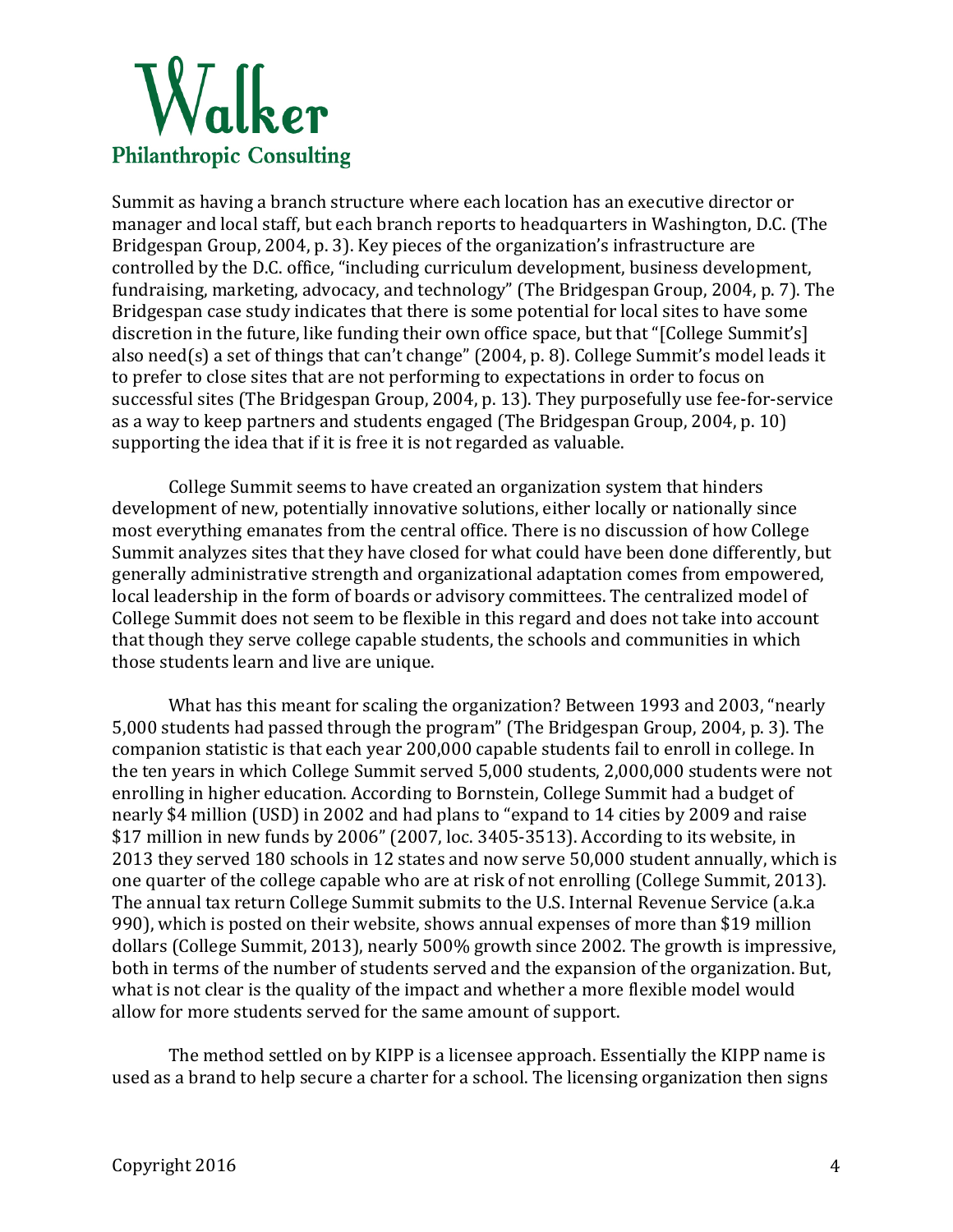Summit as having a branch structure where each location has an executive director or manager and local staff, but each branch reports to headquarters in Washington, D.C. (The Bridgespan Group, 2004, p. 3). Key pieces of the organization's infrastructure are controlled by the D.C. office, "including curriculum development, business development, fundraising, marketing, advocacy, and technology" (The Bridgespan Group, 2004, p. 7). The Bridgespan case study indicates that there is some potential for local sites to have some discretion in the future, like funding their own office space, but that "[College Summit's] also need(s) a set of things that can't change" (2004, p. 8). College Summit's model leads it to prefer to close sites that are not performing to expectations in order to focus on successful sites (The Bridgespan Group, 2004, p. 13). They purposefully use fee-for-service as a way to keep partners and students engaged (The Bridgespan Group, 2004, p. 10) supporting the idea that if it is free it is not regarded as valuable.

College Summit seems to have created an organization system that hinders development of new, potentially innovative solutions, either locally or nationally since most everything emanates from the central office. There is no discussion of how College Summit analyzes sites that they have closed for what could have been done differently, but generally administrative strength and organizational adaptation comes from empowered, local leadership in the form of boards or advisory committees. The centralized model of College Summit does not seem to be flexible in this regard and does not take into account that though they serve college capable students, the schools and communities in which those students learn and live are unique.

What has this meant for scaling the organization? Between 1993 and 2003, "nearly 5,000 students had passed through the program" (The Bridgespan Group, 2004, p. 3). The companion statistic is that each year 200,000 capable students fail to enroll in college. In the ten years in which College Summit served 5,000 students, 2,000,000 students were not enrolling in higher education. According to Bornstein, College Summit had a budget of nearly $4 million (USD) in 2002 and had plans to "expand to 14 cities by 2009 and raise $17 million in new funds by 2006" (2007, loc. 3405-3513). According to its website, in 2013 they served 180 schools in 12 states and now serve 50,000 student annually, which is one quarter of the college capable who are at risk of not enrolling (College Summit, 2013). The annual tax return College Summit submits to the U.S. Internal Revenue Service (a.k.a 990), which is posted on their website, shows annual expenses of more than $19 million dollars (College Summit, 2013), nearly 500% growth since 2002. The growth is impressive, both in terms of the number of students served and the expansion of the organization. But, what is not clear is the quality of the impact and whether a more flexible model would allow for more students served for the same amount of support.

The method settled on by KIPP is a licensee approach. Essentially the KIPP name is used as a brand to help secure a charter for a school. The licensing organization then signs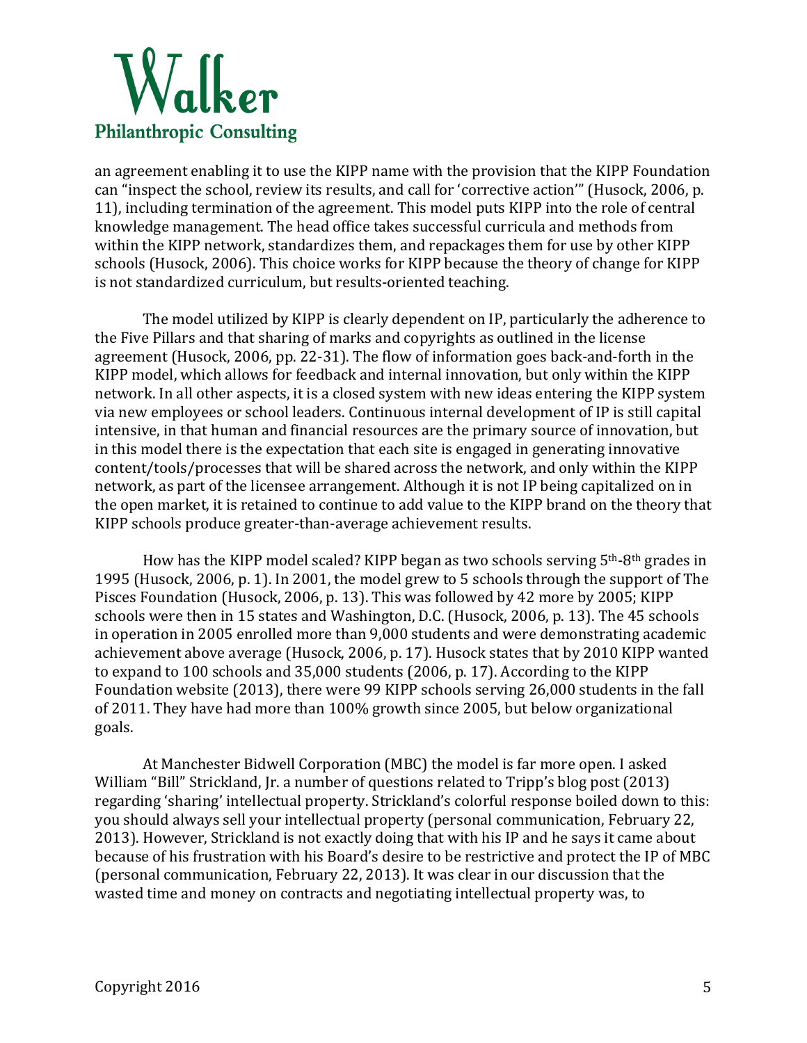an agreement enabling it to use the KIPP name with the provision that the KIPP Foundation can "inspect the school, review its results, and call for 'corrective action'" (Husock, 2006, p. 11), including termination of the agreement. This model puts KIPP into the role of central knowledge management. The head office takes successful curricula and methods from within the KIPP network, standardizes them, and repackages them for use by other KIPP schools (Husock, 2006). This choice works for KIPP because the theory of change for KIPP is not standardized curriculum, but results-oriented teaching.

The model utilized by KIPP is clearly dependent on IP, particularly the adherence to the Five Pillars and that sharing of marks and copyrights as outlined in the license agreement (Husock, 2006, pp. 22-31). The flow of information goes back-and-forth in the KIPP model, which allows for feedback and internal innovation, but only within the KIPP network. In all other aspects, it is a closed system with new ideas entering the KIPP system via new employees or school leaders. Continuous internal development of IP is still capital intensive, in that human and financial resources are the primary source of innovation, but in this model there is the expectation that each site is engaged in generating innovative content/tools/processes that will be shared across the network, and only within the KIPP network, as part of the licensee arrangement. Although it is not IP being capitalized on in the open market, it is retained to continue to add value to the KIPP brand on the theory that KIPP schools produce greater-than-average achievement results.

How has the KIPP model scaled? KIPP began as two schools serving 5th-8th grades in 1995 (Husock, 2006, p. 1). In 2001, the model grew to 5 schools through the support of The Pisces Foundation (Husock, 2006, p. 13). This was followed by 42 more by 2005; KIPP schools were then in 15 states and Washington, D.C. (Husock, 2006, p. 13). The 45 schools in operation in 2005 enrolled more than 9,000 students and were demonstrating academic achievement above average (Husock, 2006, p. 17). Husock states that by 2010 KIPP wanted to expand to 100 schools and 35,000 students (2006, p. 17). According to the KIPP Foundation website (2013), there were 99 KIPP schools serving 26,000 students in the fall of 2011. They have had more than 100% growth since 2005, but below organizational goals.

At Manchester Bidwell Corporation (MBC) the model is far more open. I asked William "Bill" Strickland, Jr. a number of questions related to Tripp's blog post (2013) regarding 'sharing' intellectual property. Strickland's colorful response boiled down to this: you should always sell your intellectual property (personal communication, February 22, 2013). However, Strickland is not exactly doing that with his IP and he says it came about because of his frustration with his Board's desire to be restrictive and protect the IP of MBC (personal communication, February 22, 2013). It was clear in our discussion that the wasted time and money on contracts and negotiating intellectual property was, to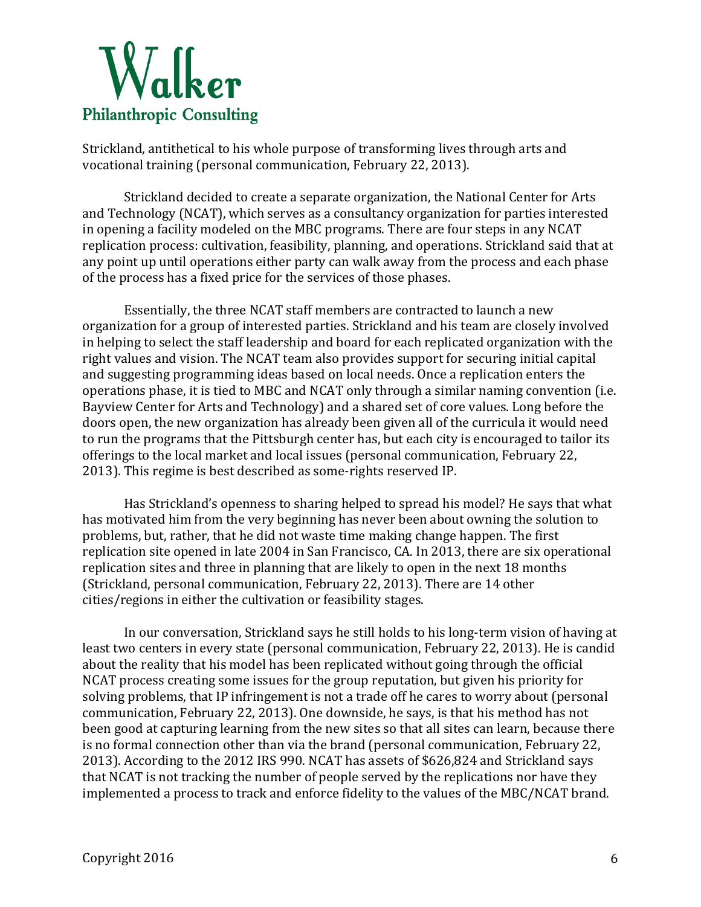Strickland, antithetical to his whole purpose of transforming lives through arts and vocational training (personal communication, February 22, 2013).

Strickland decided to create a separate organization, the National Center for Arts and Technology (NCAT), which serves as a consultancy organization for parties interested in opening a facility modeled on the MBC programs. There are four steps in any NCAT replication process: cultivation, feasibility, planning, and operations. Strickland said that at any point up until operations either party can walk away from the process and each phase of the process has a fixed price for the services of those phases.

Essentially, the three NCAT staff members are contracted to launch a new organization for a group of interested parties. Strickland and his team are closely involved in helping to select the staff leadership and board for each replicated organization with the right values and vision. The NCAT team also provides support for securing initial capital and suggesting programming ideas based on local needs. Once a replication enters the operations phase, it is tied to MBC and NCAT only through a similar naming convention (i.e. Bayview Center for Arts and Technology) and a shared set of core values. Long before the doors open, the new organization has already been given all of the curricula it would need to run the programs that the Pittsburgh center has, but each city is encouraged to tailor its offerings to the local market and local issues (personal communication, February 22, 2013). This regime is best described as some-rights reserved IP.

Has Strickland's openness to sharing helped to spread his model? He says that what has motivated him from the very beginning has never been about owning the solution to problems, but, rather, that he did not waste time making change happen. The first replication site opened in late 2004 in San Francisco, CA. In 2013, there are six operational replication sites and three in planning that are likely to open in the next 18 months (Strickland, personal communication, February 22, 2013). There are 14 other cities/regions in either the cultivation or feasibility stages.

In our conversation, Strickland says he still holds to his long-term vision of having at least two centers in every state (personal communication, February 22, 2013). He is candid about the reality that his model has been replicated without going through the official NCAT process creating some issues for the group reputation, but given his priority for solving problems, that IP infringement is not a trade off he cares to worry about (personal communication, February 22, 2013). One downside, he says, is that his method has not been good at capturing learning from the new sites so that all sites can learn, because there is no formal connection other than via the brand (personal communication, February 22, 2013). According to the 2012 IRS 990. NCAT has assets of $626,824 and Strickland says that NCAT is not tracking the number of people served by the replications nor have they implemented a process to track and enforce fidelity to the values of the MBC/NCAT brand.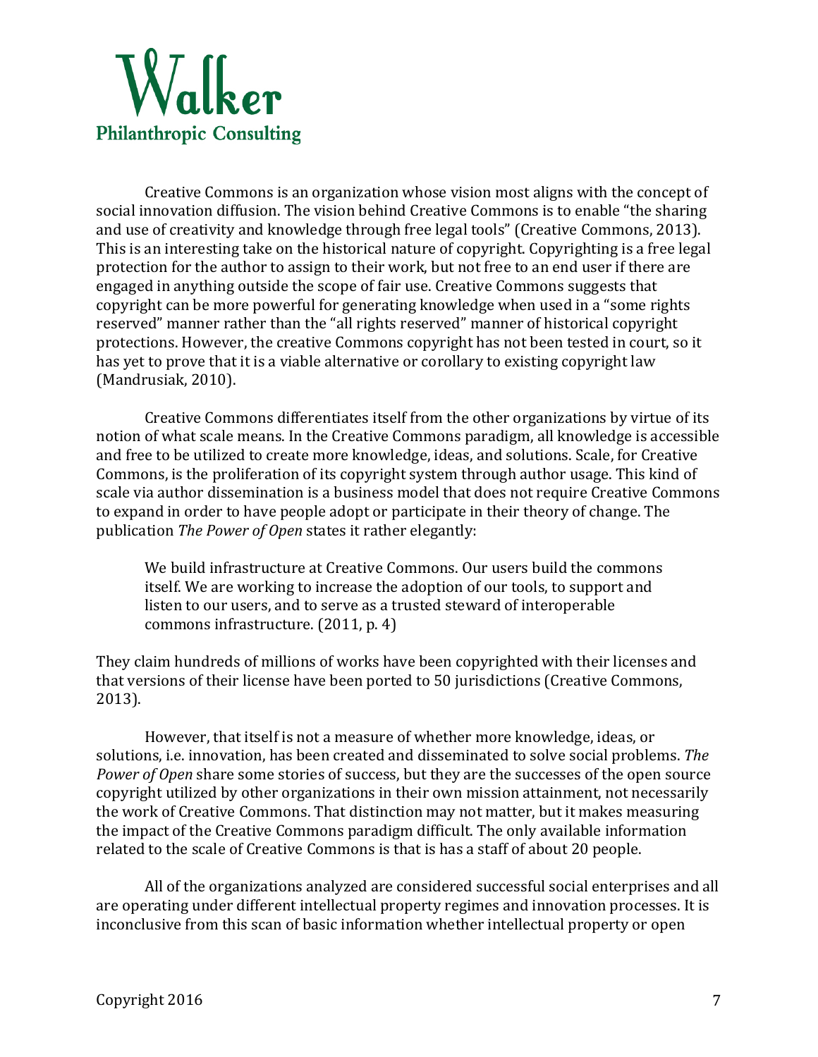Creative Commons is an organization whose vision most aligns with the concept of social innovation diffusion. The vision behind Creative Commons is to enable "the sharing and use of creativity and knowledge through free legal tools" (Creative Commons, 2013). This is an interesting take on the historical nature of copyright. Copyrighting is a free legal protection for the author to assign to their work, but not free to an end user if there are engaged in anything outside the scope of fair use. Creative Commons suggests that copyright can be more powerful for generating knowledge when used in a "some rights reserved" manner rather than the "all rights reserved" manner of historical copyright protections. However, the creative Commons copyright has not been tested in court, so it has yet to prove that it is a viable alternative or corollary to existing copyright law (Mandrusiak, 2010).

Creative Commons differentiates itself from the other organizations by virtue of its notion of what scale means. In the Creative Commons paradigm, all knowledge is accessible and free to be utilized to create more knowledge, ideas, and solutions. Scale, for Creative Commons, is the proliferation of its copyright system through author usage. This kind of scale via author dissemination is a business model that does not require Creative Commons to expand in order to have people adopt or participate in their theory of change. The publication *The Power of Open* states it rather elegantly:

> We build infrastructure at Creative Commons. Our users build the commons itself. We are working to increase the adoption of our tools, to support and listen to our users, and to serve as a trusted steward of interoperable commons infrastructure. (2011, p. 4)

They claim hundreds of millions of works have been copyrighted with their licenses and that versions of their license have been ported to 50 jurisdictions (Creative Commons, 2013).

However, that itself is not a measure of whether more knowledge, ideas, or solutions, i.e. innovation, has been created and disseminated to solve social problems. *The Power of Open* share some stories of success, but they are the successes of the open source copyright utilized by other organizations in their own mission attainment, not necessarily the work of Creative Commons. That distinction may not matter, but it makes measuring the impact of the Creative Commons paradigm difficult. The only available information related to the scale of Creative Commons is that is has a staff of about 20 people.

All of the organizations analyzed are considered successful social enterprises and all are operating under different intellectual property regimes and innovation processes. It is inconclusive from this scan of basic information whether intellectual property or open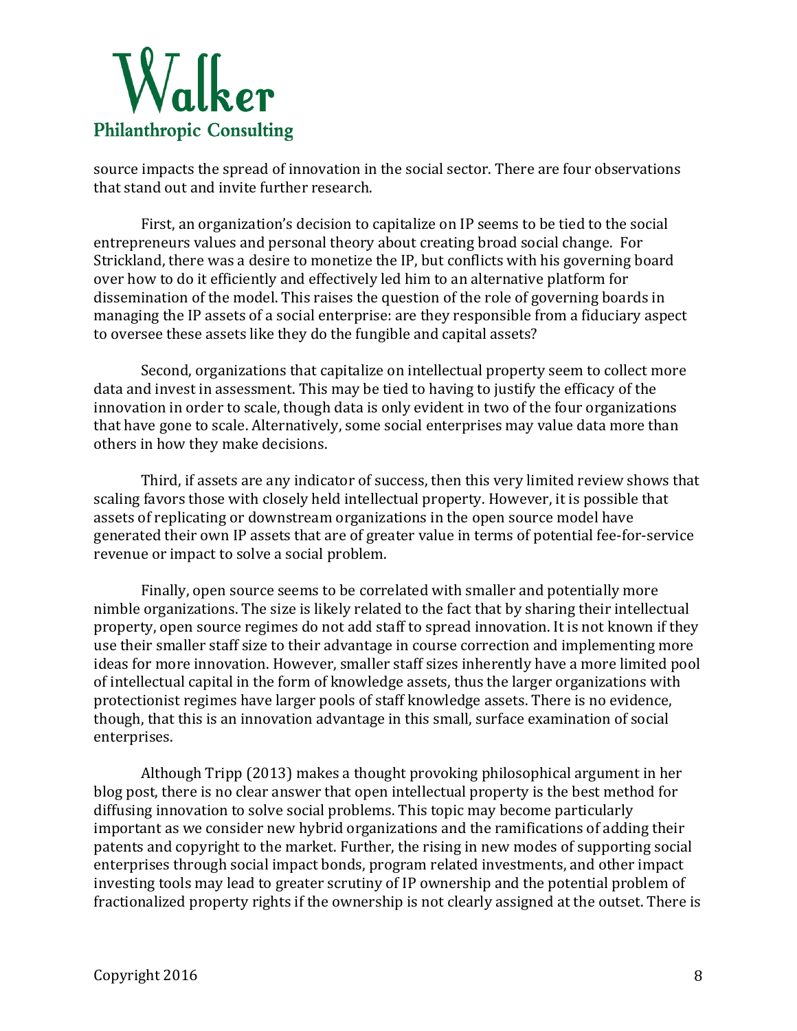source impacts the spread of innovation in the social sector. There are four observations that stand out and invite further research.

First, an organization's decision to capitalize on IP seems to be tied to the social entrepreneurs values and personal theory about creating broad social change. For Strickland, there was a desire to monetize the IP, but conflicts with his governing board over how to do it efficiently and effectively led him to an alternative platform for dissemination of the model. This raises the question of the role of governing boards in managing the IP assets of a social enterprise: are they responsible from a fiduciary aspect to oversee these assets like they do the fungible and capital assets?

Second, organizations that capitalize on intellectual property seem to collect more data and invest in assessment. This may be tied to having to justify the efficacy of the innovation in order to scale, though data is only evident in two of the four organizations that have gone to scale. Alternatively, some social enterprises may value data more than others in how they make decisions.

Third, if assets are any indicator of success, then this very limited review shows that scaling favors those with closely held intellectual property. However, it is possible that assets of replicating or downstream organizations in the open source model have generated their own IP assets that are of greater value in terms of potential fee-for-service revenue or impact to solve a social problem.

Finally, open source seems to be correlated with smaller and potentially more nimble organizations. The size is likely related to the fact that by sharing their intellectual property, open source regimes do not add staff to spread innovation. It is not known if they use their smaller staff size to their advantage in course correction and implementing more ideas for more innovation. However, smaller staff sizes inherently have a more limited pool of intellectual capital in the form of knowledge assets, thus the larger organizations with protectionist regimes have larger pools of staff knowledge assets. There is no evidence, though, that this is an innovation advantage in this small, surface examination of social enterprises.

Although Tripp (2013) makes a thought provoking philosophical argument in her blog post, there is no clear answer that open intellectual property is the best method for diffusing innovation to solve social problems. This topic may become particularly important as we consider new hybrid organizations and the ramifications of adding their patents and copyright to the market. Further, the rising in new modes of supporting social enterprises through social impact bonds, program related investments, and other impact investing tools may lead to greater scrutiny of IP ownership and the potential problem of fractionalized property rights if the ownership is not clearly assigned at the outset. There is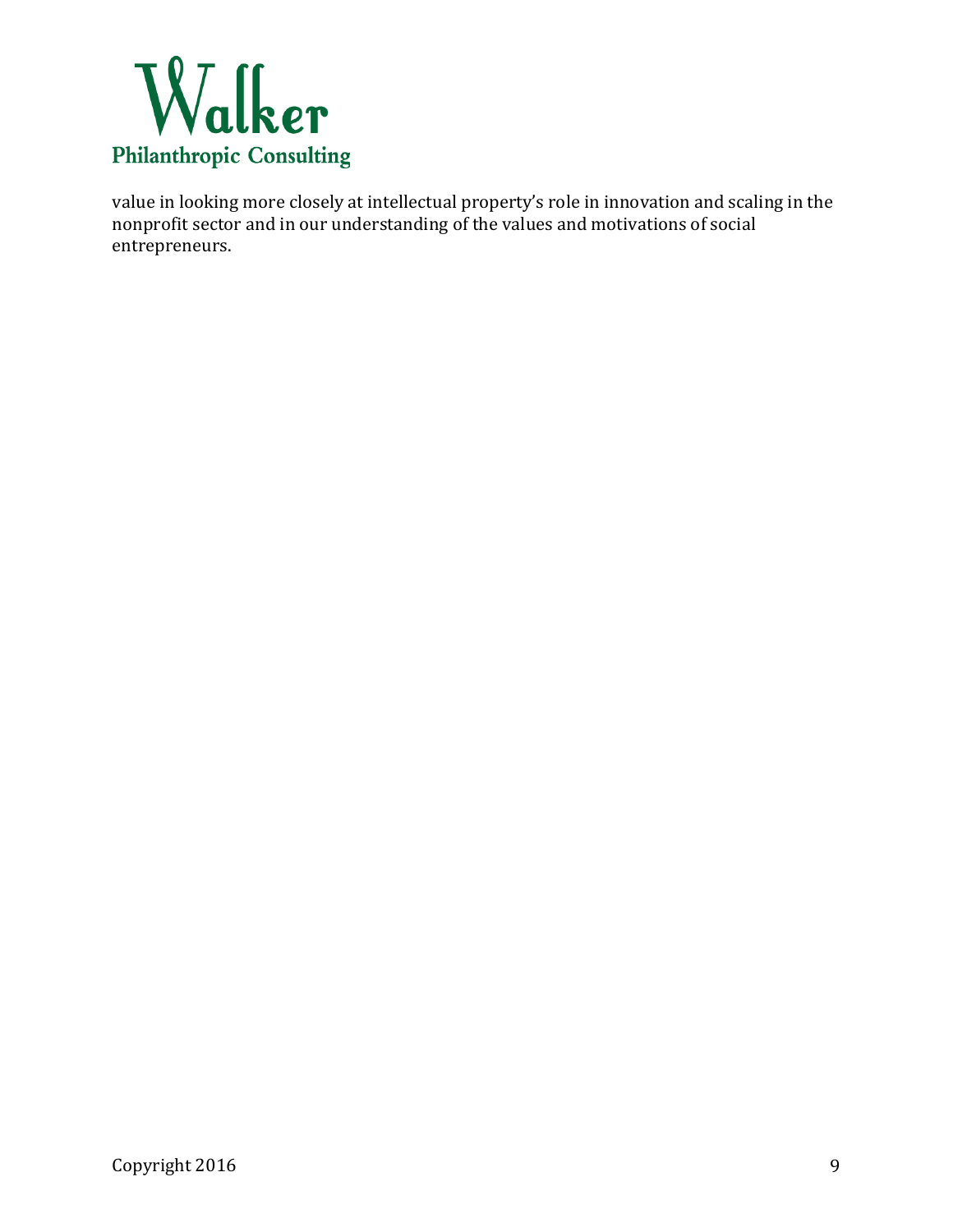value in looking more closely at intellectual property's role in innovation and scaling in the nonprofit sector and in our understanding of the values and motivations of social entrepreneurs.